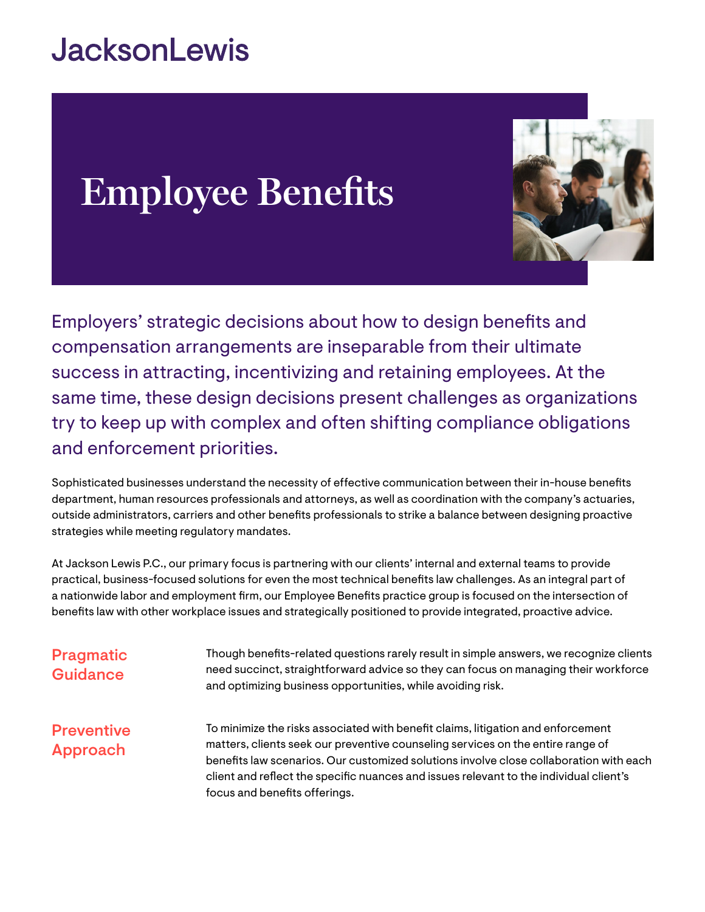JacksonLewis

# Employee Benefits

Employers' strategic decisions about how to design benefits and compensation arrangements are inseparable from their ultimate success in attracting, incentivizing and retaining employees. At the same time, these design decisions present challenges as organizations try to keep up with complex and often shifting compliance obligations and enforcement priorities.

Sophisticated businesses understand the necessity of effective communication between their in-house benefits department, human resources professionals and attorneys, as well as coordination with the company's actuaries, outside administrators, carriers and other benefits professionals to strike a balance between designing proactive strategies while meeting regulatory mandates.

At Jackson Lewis P.C., our primary focus is partnering with our clients' internal and external teams to provide practical, business-focused solutions for even the most technical benefits law challenges. As an integral part of a nationwide labor and employment firm, our Employee Benefits practice group is focused on the intersection of benefits law with other workplace issues and strategically positioned to provide integrated, proactive advice.

## Pragmatic Guidance

Though benefits-related questions rarely result in simple answers, we recognize clients need succinct, straightforward advice so they can focus on managing their workforce and optimizing business opportunities, while avoiding risk.

## Preventive Approach

To minimize the risks associated with benefit claims, litigation and enforcement matters, clients seek our preventive counseling services on the entire range of benefits law scenarios. Our customized solutions involve close collaboration with each client and reflect the specific nuances and issues relevant to the individual client's focus and benefits offerings.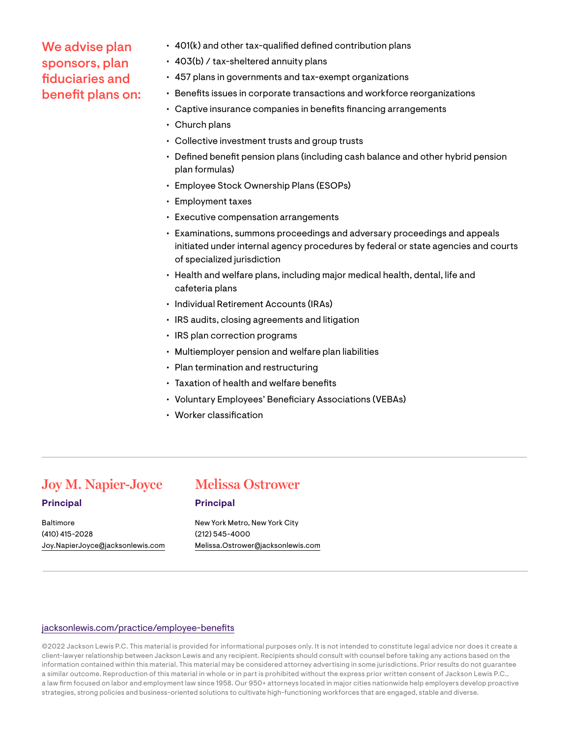## We advise plan sponsors, plan fiduciaries and benefit plans on:

- 401(k) and other tax-qualified defined contribution plans
- 403(b) / tax-sheltered annuity plans
- 457 plans in governments and tax-exempt organizations
- Benefits issues in corporate transactions and workforce reorganizations
- Captive insurance companies in benefits financing arrangements
- Church plans
- Collective investment trusts and group trusts
- Defined benefit pension plans (including cash balance and other hybrid pension plan formulas)
- Employee Stock Ownership Plans (ESOPs)
- Employment taxes
- Executive compensation arrangements
- Examinations, summons proceedings and adversary proceedings and appeals initiated under internal agency procedures by federal or state agencies and courts of specialized jurisdiction
- Health and welfare plans, including major medical health, dental, life and cafeteria plans
- Individual Retirement Accounts (IRAs)
- IRS audits, closing agreements and litigation
- IRS plan correction programs
- Multiemployer pension and welfare plan liabilities
- Plan termination and restructuring
- Taxation of health and welfare benefits
- Voluntary Employees' Beneficiary Associations (VEBAs)
- Worker classification

---

### Joy M. Napier-Joyce

**Principal**

Baltimore
(410) 415-2028
Joy.NapierJoyce@jacksonlewis.com

### Melissa Ostrower

**Principal**

New York Metro, New York City
(212) 545-4000
Melissa.Ostrower@jacksonlewis.com

---

jacksonlewis.com/practice/employee-benefits

©2022 Jackson Lewis P.C. This material is provided for informational purposes only. It is not intended to constitute legal advice nor does it create a client-lawyer relationship between Jackson Lewis and any recipient. Recipients should consult with counsel before taking any actions based on the information contained within this material. This material may be considered attorney advertising in some jurisdictions. Prior results do not guarantee a similar outcome. Reproduction of this material in whole or in part is prohibited without the express prior written consent of Jackson Lewis P.C., a law firm focused on labor and employment law since 1958. Our 950+ attorneys located in major cities nationwide help employers develop proactive strategies, strong policies and business-oriented solutions to cultivate high-functioning workforces that are engaged, stable and diverse.